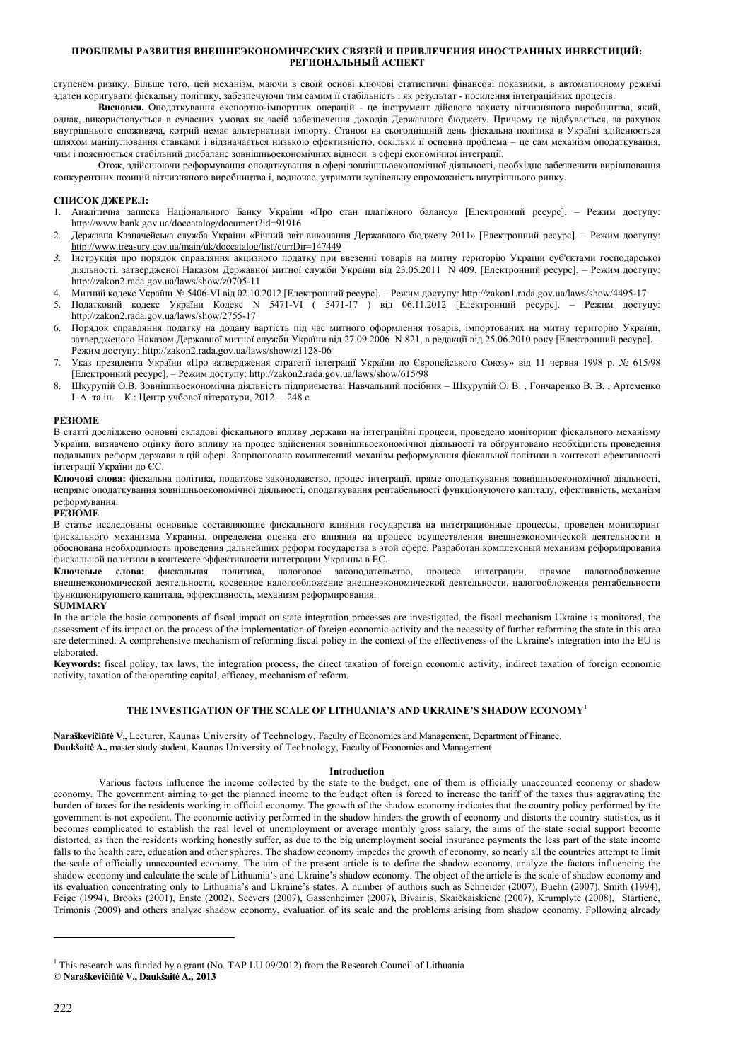ступенем ризику. Більше того, цей механізм, маючи в своїй основі ключові статистичні фінансові показники, в автоматичному режимі здатен коригувати фіскальну політику, забезпечуючи тим самим її стабільність і як результат - посилення інтеграційних процесів.

**Висновки.** Оподаткування експортно-імпортних операцій - це інструмент дійового захисту вітчизняного виробництва, який, однак, використовується в сучасних умовах як засіб забезпечення доходів Державного бюджету. Причому це відбувається, за рахунок внутрішнього споживача, котрий немає альтернативи імпорту. Станом на сьогоднішній день фіскальна політика в Україні здійснюється шляхом маніпулювання ставками і відзначається низькою ефективністю, оскільки її основна проблема – це сам механізм оподаткування, чим і пояснюється стабільний дисбаланс зовнішньоекономічних відноси в сфері економічної інтеграції.

Отож, здійснюючи реформування оподаткування в сфері зовнішньоекономічної діяльності, необхідно забезпечити вирівнювання конкурентних позицій вітчизняного виробництва і, водночас, утримати купівельну спроможність внутрішнього ринку.

**СПИСОК ДЖЕРЕЛ:**

1. Аналітична записка Національного Банку України «Про стан платіжного балансу» [Електронний ресурс]. – Режим доступу: http://www.bank.gov.ua/doccatalog/document?id=91916
2. Державна Казначейська служба України «Річний звіт виконання Державного бюджету 2011» [Електронний ресурс]. – Режим доступу: http://www.treasury.gov.ua/main/uk/doccatalog/list?currDir=147449
3. Інструкція про порядок справляння акцизного податку при ввезенні товарів на митну територію України суб'єктами господарської діяльності, затвердженої Наказом Державної митної служби України від 23.05.2011 N 409. [Електронний ресурс]. – Режим доступу: http://zakon2.rada.gov.ua/laws/show/z0705-11
4. Митний кодекс України № 5406-VI від 02.10.2012 [Електронний ресурс]. – Режим доступу: http://zakon1.rada.gov.ua/laws/show/4495-17
5. Податковий кодекс України Кодекс N 5471-VI ( 5471-17 ) від 06.11.2012 [Електронний ресурс]. – Режим доступу: http://zakon2.rada.gov.ua/laws/show/2755-17
6. Порядок справляння податку на додану вартість під час митного оформлення товарів, імпортованих на митну територію України, затвердженого Наказом Державної митної служби України від 27.09.2006 N 821, в редакції від 25.06.2010 року [Електронний ресурс]. – Режим доступу: http://zakon2.rada.gov.ua/laws/show/z1128-06
7. Указ президента України «Про затвердження стратегії інтеграції України до Європейського Союзу» від 11 червня 1998 р. № 615/98 [Електронний ресурс]. – Режим доступу: http://zakon2.rada.gov.ua/laws/show/615/98
8. Шкурупій О.В. Зовнішньоекономічна діяльність підприємства: Навчальний посібник – Шкурупій О. В. , Гончаренко В. В. , Артеменко І. А. та ін. – К.: Центр учбової літератури, 2012. – 248 с.

**РЕЗЮМЕ**

В статті досліджено основні складові фіскального впливу держави на інтеграційні процеси, проведено моніторинг фіскального механізму України, визначено оцінку його впливу на процес здійснення зовнішньоекономічної діяльності та обґрунтовано необхідність проведення подальших реформ держави в цій сфері. Запрпоновано комплексний механізм реформування фіскальної політики в контексті ефективності інтеграції України до ЄС.

**Ключові слова:** фіскальна політика, податкове законодавство, процес інтеграції, пряме оподаткування зовнішньоекономічної діяльності, непряме оподаткування зовнішньоекономічної діяльності, оподаткування рентабельності функціонуючого капіталу, ефективність, механізм реформування.

**РЕЗЮМЕ**

В статье исследованы основные составляющие фискального влияния государства на интеграционные процессы, проведен мониторинг фискального механизма Украины, определена оценка его влияния на процесс осуществления внешнеэкономической деятельности и обоснована необходимость проведения дальнейших реформ государства в этой сфере. Разработан комплексный механизм реформирования фискальной политики в контексте эффективности интеграции Украины в ЕС.

**Ключевые слова:** фискальная политика, налоговое законодательство, процесс интеграции, прямое налогообложение внешнеэкономической деятельности, косвенное налогообложение внешнеэкономической деятельности, налогообложения рентабельности функционирующего капитала, эффективность, механизм реформирования.

**SUMMARY**

In the article the basic components of fiscal impact on state integration processes are investigated, the fiscal mechanism Ukraine is monitored, the assessment of its impact on the process of the implementation of foreign economic activity and the necessity of further reforming the state in this area are determined. A comprehensive mechanism of reforming fiscal policy in the context of the effectiveness of the Ukraine's integration into the EU is elaborated.

**Keywords:** fiscal policy, tax laws, the integration process, the direct taxation of foreign economic activity, indirect taxation of foreign economic activity, taxation of the operating capital, efficacy, mechanism of reform.

## THE INVESTIGATION OF THE SCALE OF LITHUANIA'S AND UKRAINE'S SHADOW ECONOMY[1]

**Naraškevičiūtė V.,** Lecturer, Kaunas University of Technology, Faculty of Economics and Management, Department of Finance.
**Daukšaitė A.,** master study student, Kaunas University of Technology, Faculty of Economics and Management

### Introduction

Various factors influence the income collected by the state to the budget, one of them is officially unaccounted economy or shadow economy. The government aiming to get the planned income to the budget often is forced to increase the tariff of the taxes thus aggravating the burden of taxes for the residents working in official economy. The growth of the shadow economy indicates that the country policy performed by the government is not expedient. The economic activity performed in the shadow hinders the growth of economy and distorts the country statistics, as it becomes complicated to establish the real level of unemployment or average monthly gross salary, the aims of the state social support become distorted, as then the residents working honestly suffer, as due to the big unemployment social insurance payments the less part of the state income falls to the health care, education and other spheres. The shadow economy impedes the growth of economy, so nearly all the countries attempt to limit the scale of officially unaccounted economy. The aim of the present article is to define the shadow economy, analyze the factors influencing the shadow economy and calculate the scale of Lithuania's and Ukraine's shadow economy. The object of the article is the scale of shadow economy and its evaluation concentrating only to Lithuania's and Ukraine's states. A number of authors such as Schneider (2007), Buehn (2007), Smith (1994), Feige (1994), Brooks (2001), Enste (2002), Seevers (2007), Gassenheimer (2007), Bivainis, Skaičkaiskienė (2007), Krumplytė (2008), Startienė, Trimonis (2009) and others analyze shadow economy, evaluation of its scale and the problems arising from shadow economy. Following already

[1] This research was funded by a grant (No. TAP LU 09/2012) from the Research Council of Lithuania
© **Naraškevičiūtė V., Daukšaitė A., 2013**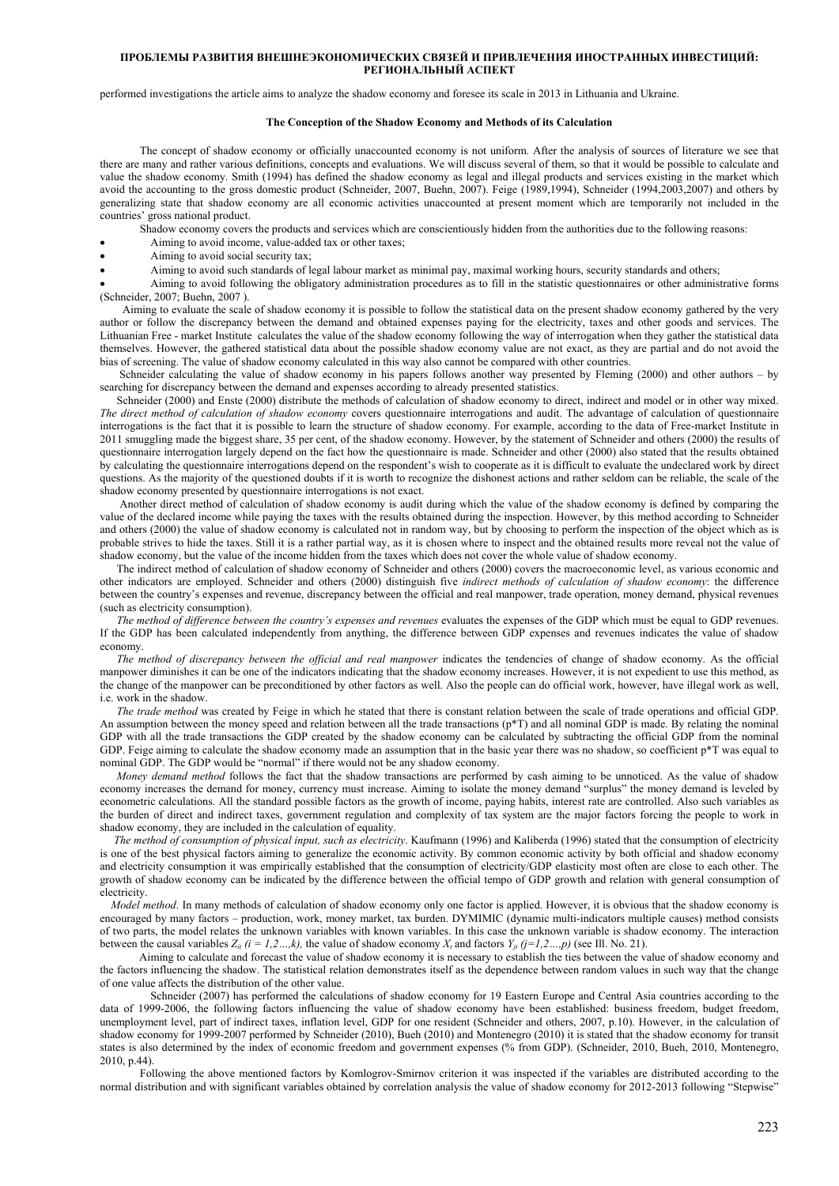performed investigations the article aims to analyze the shadow economy and foresee its scale in 2013 in Lithuania and Ukraine.

### The Conception of the Shadow Economy and Methods of its Calculation

The concept of shadow economy or officially unaccounted economy is not uniform. After the analysis of sources of literature we see that there are many and rather various definitions, concepts and evaluations. We will discuss several of them, so that it would be possible to calculate and value the shadow economy. Smith (1994) has defined the shadow economy as legal and illegal products and services existing in the market which avoid the accounting to the gross domestic product (Schneider, 2007, Buehn, 2007). Feige (1989,1994), Schneider (1994,2003,2007) and others by generalizing state that shadow economy are all economic activities unaccounted at present moment which are temporarily not included in the countries' gross national product.

Shadow economy covers the products and services which are conscientiously hidden from the authorities due to the following reasons:

- Aiming to avoid income, value-added tax or other taxes;
- Aiming to avoid social security tax;
- Aiming to avoid such standards of legal labour market as minimal pay, maximal working hours, security standards and others;
- Aiming to avoid following the obligatory administration procedures as to fill in the statistic questionnaires or other administrative forms (Schneider, 2007; Buehn, 2007 ).

Aiming to evaluate the scale of shadow economy it is possible to follow the statistical data on the present shadow economy gathered by the very author or follow the discrepancy between the demand and obtained expenses paying for the electricity, taxes and other goods and services. The Lithuanian Free - market Institute calculates the value of the shadow economy following the way of interrogation when they gather the statistical data themselves. However, the gathered statistical data about the possible shadow economy value are not exact, as they are partial and do not avoid the bias of screening. The value of shadow economy calculated in this way also cannot be compared with other countries.

Schneider calculating the value of shadow economy in his papers follows another way presented by Fleming (2000) and other authors – by searching for discrepancy between the demand and expenses according to already presented statistics.

Schneider (2000) and Enste (2000) distribute the methods of calculation of shadow economy to direct, indirect and model or in other way mixed. *The direct method of calculation of shadow economy* covers questionnaire interrogations and audit. The advantage of calculation of questionnaire interrogations is the fact that it is possible to learn the structure of shadow economy. For example, according to the data of Free-market Institute in 2011 smuggling made the biggest share, 35 per cent, of the shadow economy. However, by the statement of Schneider and others (2000) the results of questionnaire interrogation largely depend on the fact how the questionnaire is made. Schneider and other (2000) also stated that the results obtained by calculating the questionnaire interrogations depend on the respondent's wish to cooperate as it is difficult to evaluate the undeclared work by direct questions. As the majority of the questioned doubts if it is worth to recognize the dishonest actions and rather seldom can be reliable, the scale of the shadow economy presented by questionnaire interrogations is not exact.

Another direct method of calculation of shadow economy is audit during which the value of the shadow economy is defined by comparing the value of the declared income while paying the taxes with the results obtained during the inspection. However, by this method according to Schneider and others (2000) the value of shadow economy is calculated not in random way, but by choosing to perform the inspection of the object which as is probable strives to hide the taxes. Still it is a rather partial way, as it is chosen where to inspect and the obtained results more reveal not the value of shadow economy, but the value of the income hidden from the taxes which does not cover the whole value of shadow economy.

The indirect method of calculation of shadow economy of Schneider and others (2000) covers the macroeconomic level, as various economic and other indicators are employed. Schneider and others (2000) distinguish five *indirect methods of calculation of shadow economy*: the difference between the country's expenses and revenue, discrepancy between the official and real manpower, trade operation, money demand, physical revenues (such as electricity consumption).

*The method of difference between the country's expenses and revenues* evaluates the expenses of the GDP which must be equal to GDP revenues. If the GDP has been calculated independently from anything, the difference between GDP expenses and revenues indicates the value of shadow economy.

*The method of discrepancy between the official and real manpower* indicates the tendencies of change of shadow economy. As the official manpower diminishes it can be one of the indicators indicating that the shadow economy increases. However, it is not expedient to use this method, as the change of the manpower can be preconditioned by other factors as well. Also the people can do official work, however, have illegal work as well, i.e. work in the shadow.

*The trade method* was created by Feige in which he stated that there is constant relation between the scale of trade operations and official GDP. An assumption between the money speed and relation between all the trade transactions (p*T) and all nominal GDP is made. By relating the nominal GDP with all the trade transactions the GDP created by the shadow economy can be calculated by subtracting the official GDP from the nominal GDP. Feige aiming to calculate the shadow economy made an assumption that in the basic year there was no shadow, so coefficient p*T was equal to nominal GDP. The GDP would be "normal" if there would not be any shadow economy.

*Money demand method* follows the fact that the shadow transactions are performed by cash aiming to be unnoticed. As the value of shadow economy increases the demand for money, currency must increase. Aiming to isolate the money demand "surplus" the money demand is leveled by econometric calculations. All the standard possible factors as the growth of income, paying habits, interest rate are controlled. Also such variables as the burden of direct and indirect taxes, government regulation and complexity of tax system are the major factors forcing the people to work in shadow economy, they are included in the calculation of equality.

*The method of consumption of physical input, such as electricity*. Kaufmann (1996) and Kaliberda (1996) stated that the consumption of electricity is one of the best physical factors aiming to generalize the economic activity. By common economic activity by both official and shadow economy and electricity consumption it was empirically established that the consumption of electricity/GDP elasticity most often are close to each other. The growth of shadow economy can be indicated by the difference between the official tempo of GDP growth and relation with general consumption of electricity.

*Model method*. In many methods of calculation of shadow economy only one factor is applied. However, it is obvious that the shadow economy is encouraged by many factors – production, work, money market, tax burden. DYMIMIC (dynamic multi-indicators multiple causes) method consists of two parts, the model relates the unknown variables with known variables. In this case the unknown variable is shadow economy. The interaction between the causal variables $Z_{it}$ $(i = 1,2\ldots,k)$, the value of shadow economy $X_t$ and factors $Y_{jt}$ $(j=1,2\ldots,p)$ (see Ill. No. 21).

Aiming to calculate and forecast the value of shadow economy it is necessary to establish the ties between the value of shadow economy and the factors influencing the shadow. The statistical relation demonstrates itself as the dependence between random values in such way that the change of one value affects the distribution of the other value.

Schneider (2007) has performed the calculations of shadow economy for 19 Eastern Europe and Central Asia countries according to the data of 1999-2006, the following factors influencing the value of shadow economy have been established: business freedom, budget freedom, unemployment level, part of indirect taxes, inflation level, GDP for one resident (Schneider and others, 2007, p.10). However, in the calculation of shadow economy for 1999-2007 performed by Schneider (2010), Bueh (2010) and Montenegro (2010) it is stated that the shadow economy for transit states is also determined by the index of economic freedom and government expenses (% from GDP). (Schneider, 2010, Bueh, 2010, Montenegro, 2010, p.44).

Following the above mentioned factors by Komlogrov-Smirnov criterion it was inspected if the variables are distributed according to the normal distribution and with significant variables obtained by correlation analysis the value of shadow economy for 2012-2013 following "Stepwise"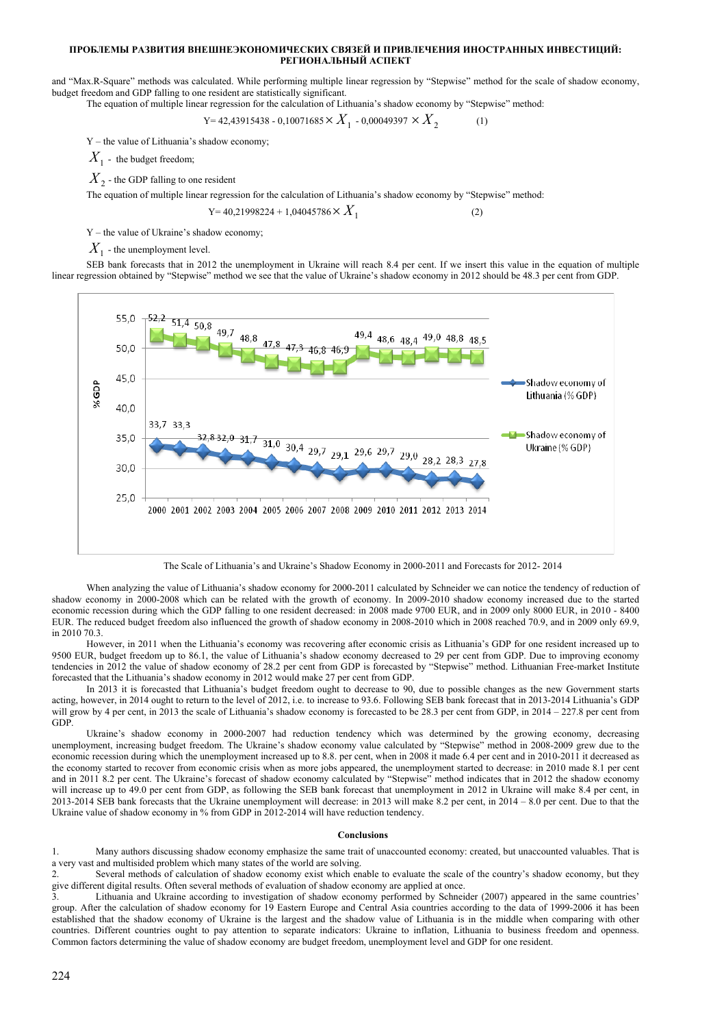and “Max.R-Square” methods was calculated. While performing multiple linear regression by “Stepwise” method for the scale of shadow economy, budget freedom and GDP falling to one resident are statistically significant.

The equation of multiple linear regression for the calculation of Lithuania’s shadow economy by “Stepwise” method:

$$Y = 42{,}43915438 - 0{,}10071685 \times X_1 - 0{,}00049397 \times X_2 \qquad (1)$$

Y – the value of Lithuania’s shadow economy;

$X_1$ - the budget freedom;

$X_2$ - the GDP falling to one resident

The equation of multiple linear regression for the calculation of Lithuania’s shadow economy by “Stepwise” method:

$$Y = 40{,}21998224 + 1{,}04045786 \times X_1 \qquad (2)$$

Y – the value of Ukraine’s shadow economy;

$X_1$ - the unemployment level.

SEB bank forecasts that in 2012 the unemployment in Ukraine will reach 8.4 per cent. If we insert this value in the equation of multiple linear regression obtained by “Stepwise” method we see that the value of Ukraine’s shadow economy in 2012 should be 48.3 per cent from GDP.

| Year | Shadow economy of Lithuania (% GDP) | Shadow economy of Ukraine (% GDP) |
|---|---|---|
| 2000 | 33,7 | 52,2 |
| 2001 | 33,3 | 51,4 |
| 2002 | 32,8 | 50,8 |
| 2003 | 32,0 | 49,7 |
| 2004 | 31,7 | 48,8 |
| 2005 | 31,0 | 47,8 |
| 2006 | 30,4 | 47,3 |
| 2007 | 29,7 | 46,8 |
| 2008 | 29,1 | 46,9 |
| 2009 | 29,6 | 49,4 |
| 2010 | 29,7 | 48,6 |
| 2011 | 29,0 | 48,4 |
| 2012 | 28,2 | 49,0 |
| 2013 | 28,3 | 48,8 |
| 2014 | 27,8 | 48,5 |

The Scale of Lithuania’s and Ukraine’s Shadow Economy in 2000-2011 and Forecasts for 2012- 2014

When analyzing the value of Lithuania’s shadow economy for 2000-2011 calculated by Schneider we can notice the tendency of reduction of shadow economy in 2000-2008 which can be related with the growth of economy. In 2009-2010 shadow economy increased due to the started economic recession during which the GDP falling to one resident decreased: in 2008 made 9700 EUR, and in 2009 only 8000 EUR, in 2010 - 8400 EUR. The reduced budget freedom also influenced the growth of shadow economy in 2008-2010 which in 2008 reached 70.9, and in 2009 only 69.9, in 2010 70.3.

However, in 2011 when the Lithuania’s economy was recovering after economic crisis as Lithuania’s GDP for one resident increased up to 9500 EUR, budget freedom up to 86.1, the value of Lithuania’s shadow economy decreased to 29 per cent from GDP. Due to improving economy tendencies in 2012 the value of shadow economy of 28.2 per cent from GDP is forecasted by “Stepwise” method. Lithuanian Free-market Institute forecasted that the Lithuania’s shadow economy in 2012 would make 27 per cent from GDP.

In 2013 it is forecasted that Lithuania’s budget freedom ought to decrease to 90, due to possible changes as the new Government starts acting, however, in 2014 ought to return to the level of 2012, i.e. to increase to 93.6. Following SEB bank forecast that in 2013-2014 Lithuania’s GDP will grow by 4 per cent, in 2013 the scale of Lithuania’s shadow economy is forecasted to be 28.3 per cent from GDP, in 2014 – 27.8 per cent from GDP.

Ukraine’s shadow economy in 2000-2007 had reduction tendency which was determined by the growing economy, decreasing unemployment, increasing budget freedom. The Ukraine’s shadow economy value calculated by “Stepwise” method in 2008-2009 grew due to the economic recession during which the unemployment increased up to 8.8. per cent, when in 2008 it made 6.4 per cent and in 2010-2011 it decreased as the economy started to recover from economic crisis when as more jobs appeared, the unemployment started to decrease: in 2010 made 8.1 per cent and in 2011 8.2 per cent. The Ukraine’s forecast of shadow economy calculated by “Stepwise” method indicates that in 2012 the shadow economy will increase up to 49.0 per cent from GDP, as following the SEB bank forecast that unemployment in 2012 in Ukraine will make 8.4 per cent, in 2013-2014 SEB bank forecasts that the Ukraine unemployment will decrease: in 2013 will make 8.2 per cent, in 2014 – 8.0 per cent. Due to that the Ukraine value of shadow economy in % from GDP in 2012-2014 will have reduction tendency.

## Conclusions

1. Many authors discussing shadow economy emphasize the same trait of unaccounted economy: created, but unaccounted valuables. That is a very vast and multisided problem which many states of the world are solving.
2. Several methods of calculation of shadow economy exist which enable to evaluate the scale of the country’s shadow economy, but they give different digital results. Often several methods of evaluation of shadow economy are applied at once.
3. Lithuania and Ukraine according to investigation of shadow economy performed by Schneider (2007) appeared in the same countries’ group. After the calculation of shadow economy for 19 Eastern Europe and Central Asia countries according to the data of 1999-2006 it has been established that the shadow economy of Ukraine is the largest and the shadow value of Lithuania is in the middle when comparing with other countries. Different countries ought to pay attention to separate indicators: Ukraine to inflation, Lithuania to business freedom and openness. Common factors determining the value of shadow economy are budget freedom, unemployment level and GDP for one resident.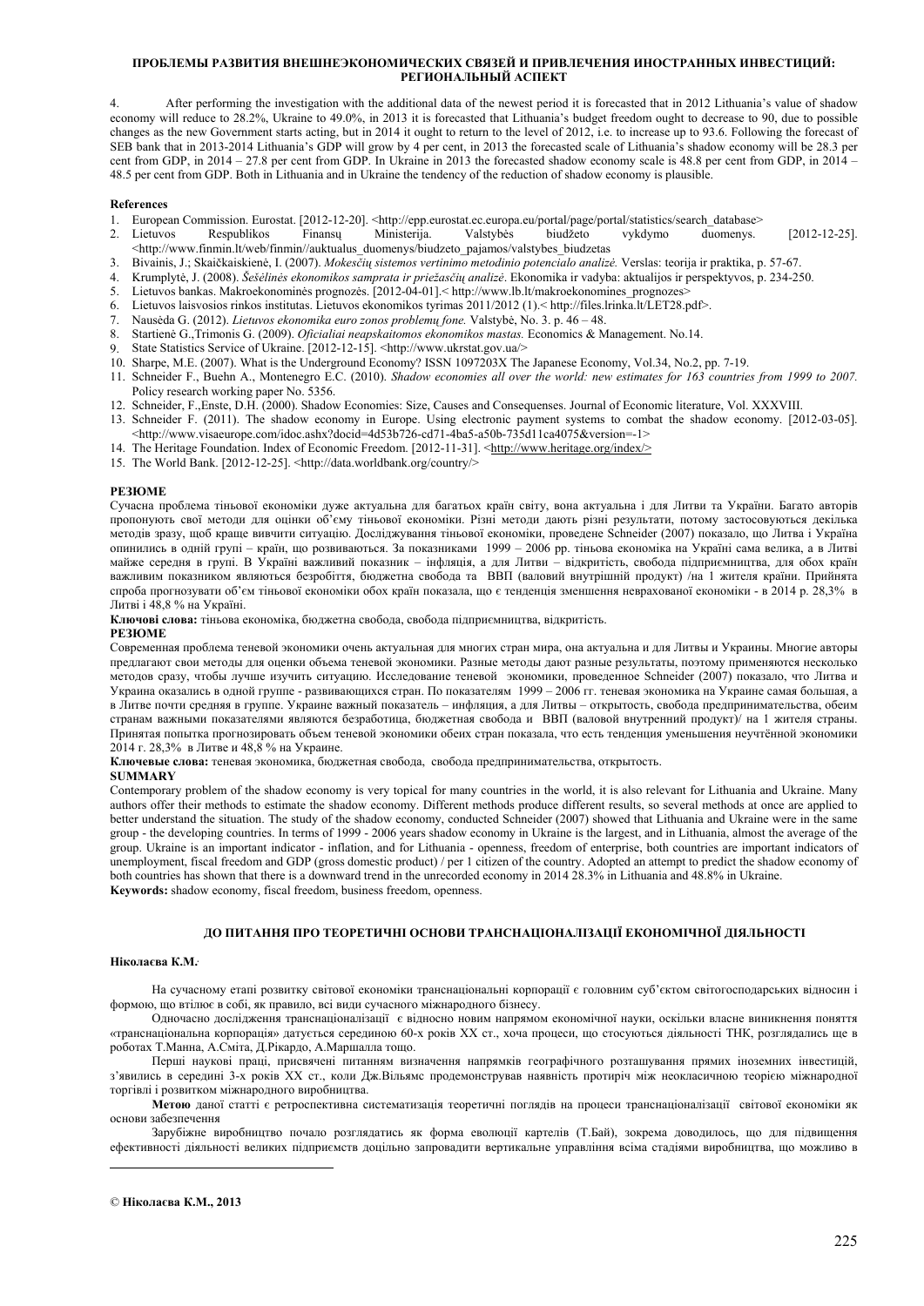4. After performing the investigation with the additional data of the newest period it is forecasted that in 2012 Lithuania's value of shadow economy will reduce to 28.2%, Ukraine to 49.0%, in 2013 it is forecasted that Lithuania's budget freedom ought to decrease to 90, due to possible changes as the new Government starts acting, but in 2014 it ought to return to the level of 2012, i.e. to increase up to 93.6. Following the forecast of SEB bank that in 2013-2014 Lithuania's GDP will grow by 4 per cent, in 2013 the forecasted scale of Lithuania's shadow economy will be 28.3 per cent from GDP, in 2014 – 27.8 per cent from GDP. In Ukraine in 2013 the forecasted shadow economy scale is 48.8 per cent from GDP, in 2014 – 48.5 per cent from GDP. Both in Lithuania and in Ukraine the tendency of the reduction of shadow economy is plausible.

**References**

1. European Commission. Eurostat. [2012-12-20]. <http://epp.eurostat.ec.europa.eu/portal/page/portal/statistics/search_database>
2. Lietuvos Respublikos Finansų Ministerija. Valstybės biudžeto vykdymo duomenys. [2012-12-25]. <http://www.finmin.lt/web/finmin//auktualus_duomenys/biudzeto_pajamos/valstybes_biudzetas
3. Bivainis, J.; Skaičkaiskienė, I. (2007). *Mokesčių sistemos vertinimo metodinio potencialo analizė.* Verslas: teorija ir praktika, p. 57-67.
4. Krumplytė, J. (2008). *Šešėlinės ekonomikos samprata ir priežasčių analizė*. Ekonomika ir vadyba: aktualijos ir perspektyvos, p. 234-250.
5. Lietuvos bankas. Makroekonominės prognozės. [2012-04-01].< http://www.lb.lt/makroekonomines_prognozes>
6. Lietuvos laisvosios rinkos institutas. Lietuvos ekonomikos tyrimas 2011/2012 (1).< http://files.lrinka.lt/LET28.pdf>.
7. Nausėda G. (2012). *Lietuvos ekonomika euro zonos problemų fone.* Valstybė, No. 3. p. 46 – 48.
8. Startienė G.,Trimonis G. (2009). *Oficialiai neapskaitomos ekonomikos mastas.* Economics & Management. No.14.
9. State Statistics Service of Ukraine. [2012-12-15]. <http://www.ukrstat.gov.ua/>
10. Sharpe, M.E. (2007). What is the Underground Economy? ISSN 1097203X The Japanese Economy, Vol.34, No.2, pp. 7-19.
11. Schneider F., Buehn A., Montenegro E.C. (2010). *Shadow economies all over the world: new estimates for 163 countries from 1999 to 2007.* Policy research working paper No. 5356.
12. Schneider, F.,Enste, D.H. (2000). Shadow Economies: Size, Causes and Consequenses. Journal of Economic literature, Vol. XXXVIII.
13. Schneider F. (2011). The shadow economy in Europe. Using electronic payment systems to combat the shadow economy. [2012-03-05]. <http://www.visaeurope.com/idoc.ashx?docid=4d53b726-cd71-4ba5-a50b-735d11ca4075&version=-1>
14. The Heritage Foundation. Index of Economic Freedom. [2012-11-31]. <http://www.heritage.org/index/>
15. The World Bank. [2012-12-25]. <http://data.worldbank.org/country/>

**РЕЗЮМЕ**

Сучасна проблема тіньової економіки дуже актуальна для багатьох країн світу, вона актуальна і для Литви та України. Багато авторів пропонують свої методи для оцінки об'єму тіньової економіки. Різні методи дають різні результати, потому застосовуються декілька методів зразу, щоб краще вивчити ситуацію. Дослідживания тіньової економіки, проведене Schneider (2007) показало, що Литва і Україна опинились в одній групі – країн, що розвиваються. За показниками 1999 – 2006 рр. тіньова економіка на Україні сама велика, а в Литві майже середня в групі. В Україні важливий показник – інфляція, а для Литви – відкритість, свобода підприємництва, для обох країн важливим показником являються безробіття, бюджетна свобода та ВВП (валовий внутрішній продукт) /на 1 жителя країни. Прийнята спроба прогнозувати об'єм тіньової економіки обох країн показала, що є тенденція зменшення неврахованої економіки - в 2014 р. 28,3% в Литві і 48,8 % на Україні.

**Ключові слова:** тіньова економіка, бюджетна свобода, свобода підприємництва, відкритість.

**РЕЗЮМЕ**

Современная проблема теневой экономики очень актуальная для многих стран мира, она актуальна и для Литвы и Украины. Многие авторы предлагают свои методы для оценки объема теневой экономики. Разные методы дают разные результаты, поэтому применяются несколько методов сразу, чтобы лучше изучить ситуацию. Исследование теневой экономики, проведенное Schneider (2007) показало, что Литва и Украина оказались в одной группе - развивающихся стран. По показателям 1999 – 2006 гг. теневая экономика на Украине самая большая, а в Литве почти средняя в группе. Украине важный показатель – инфляция, а для Литвы – открытость, свобода предпринимательства, обеим странам важными показателями являются безработица, бюджетная свобода и ВВП (валовой внутренний продукт)/ на 1 жителя страны. Принятая попытка прогнозировать объем теневой экономики обеих стран показала, что есть тенденция уменьшения неучтённой экономики 2014 г. 28,3% в Литве и 48,8 % на Украине.

**Ключевые слова:** теневая экономика, бюджетная свобода, свобода предпринимательства, открытость.

**SUMMARY**

Contemporary problem of the shadow economy is very topical for many countries in the world, it is also relevant for Lithuania and Ukraine. Many authors offer their methods to estimate the shadow economy. Different methods produce different results, so several methods at once are applied to better understand the situation. The study of the shadow economy, conducted Schneider (2007) showed that Lithuania and Ukraine were in the same group - the developing countries. In terms of 1999 - 2006 years shadow economy in Ukraine is the largest, and in Lithuania, almost the average of the group. Ukraine is an important indicator - inflation, and for Lithuania - openness, freedom of enterprise, both countries are important indicators of unemployment, fiscal freedom and GDP (gross domestic product) / per 1 citizen of the country. Adopted an attempt to predict the shadow economy of both countries has shown that there is a downward trend in the unrecorded economy in 2014 28.3% in Lithuania and 48.8% in Ukraine.

**Keywords:** shadow economy, fiscal freedom, business freedom, openness.

## ДО ПИТАННЯ ПРО ТЕОРЕТИЧНІ ОСНОВИ ТРАНСНАЦІОНАЛІЗАЦІЇ ЕКОНОМІЧНОЇ ДІЯЛЬНОСТІ

**Ніколаєва К.М.**

На сучасному етапі розвитку світової економіки транснаціональні корпорації є головним суб'єктом світогосподарських відносин і формою, що втілює в собі, як правило, всі види сучасного міжнародного бізнесу.

Одночасно дослідження транснаціоналізації є відносно новим напрямом економічної науки, оскільки власне виникнення поняття «транснаціональна корпорація» датується серединою 60-х років ХХ ст., хоча процеси, що стосуються діяльності ТНК, розглядались ще в роботах Т.Манна, А.Сміта, Д.Рікардо, А.Маршалла тощо.

Перші наукові праці, присвячені питанням визначення напрямків географічного розташування прямих іноземних інвестицій, з'явились в середині 3-х років ХХ ст., коли Дж.Вільямс продемонстрував наявність протиріч між неокласичною теорією міжнародної торгівлі і розвитком міжнародного виробництва.

**Метою** даної статті є ретроспективна систематизація теоретичні поглядів на процеси транснаціоналізації світової економіки як основи забезпечення

Зарубіжне виробництво почало розглядатись як форма еволюції картелів (Т.Бай), зокрема доводилось, що для підвищення ефективності діяльності великих підприємств доцільно запровадити вертикальне управління всіма стадіями виробництва, що можливо в

© **Ніколаєва К.М., 2013**